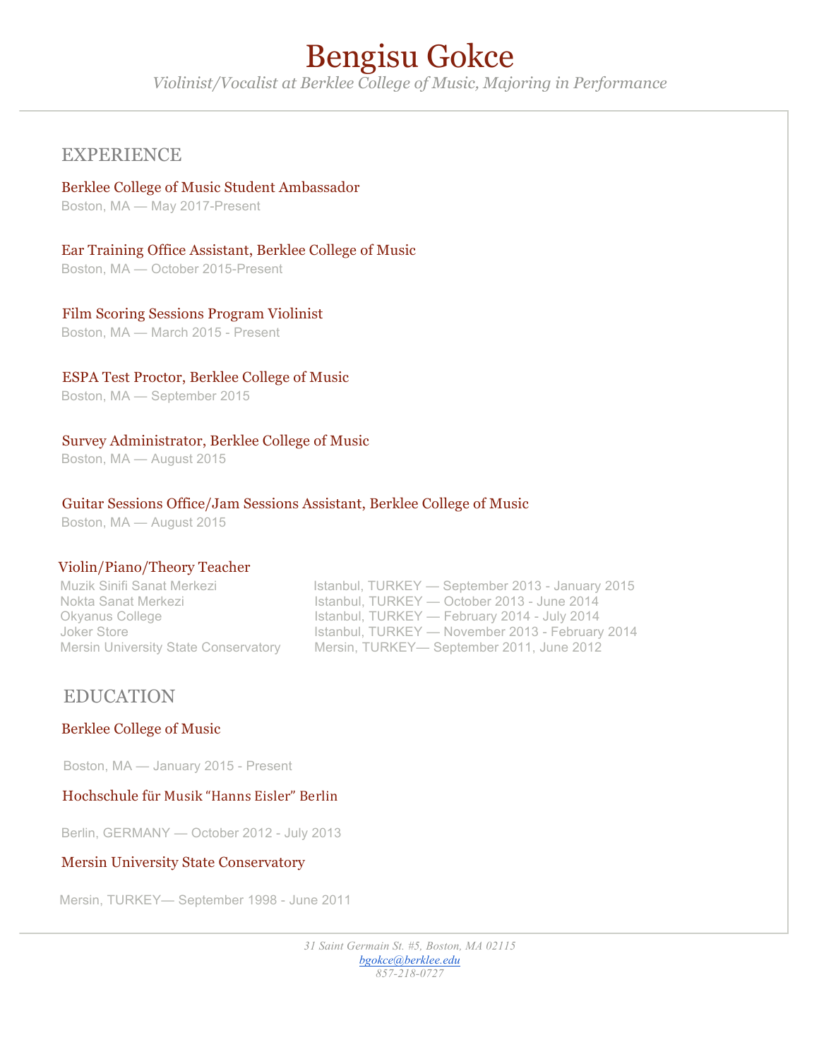# Bengisu Gokce

*Violinist/Vocalist at Berklee College of Music, Majoring in Performance*

## EXPERIENCE

### Berklee College of Music Student Ambassador

Boston, MA — May 2017-Present

### Ear Training Office Assistant, Berklee College of Music

Boston, MA — October 2015-Present

### Film Scoring Sessions Program Violinist

Boston, MA — March 2015 - Present

### ESPA Test Proctor, Berklee College of Music

Boston, MA — September 2015

### Survey Administrator, Berklee College of Music

Boston, MA — August 2015

### Guitar Sessions Office/Jam Sessions Assistant, Berklee College of Music

Boston, MA — August 2015

### Violin/Piano/Theory Teacher

| | |
|---|---|
| Muzik Sinifi Sanat Merkezi | Istanbul, TURKEY — September 2013 - January 2015 |
| Nokta Sanat Merkezi | Istanbul, TURKEY — October 2013 - June 2014 |
| Okyanus College | Istanbul, TURKEY — February 2014 - July 2014 |
| Joker Store | Istanbul, TURKEY — November 2013 - February 2014 |
| Mersin University State Conservatory | Mersin, TURKEY— September 2011, June 2012 |

## EDUCATION

### Berklee College of Music

Boston, MA — January 2015 - Present

### Hochschule für Musik “Hanns Eisler” Berlin

Berlin, GERMANY — October 2012 - July 2013

### Mersin University State Conservatory

Mersin, TURKEY— September 1998 - June 2011

*31 Saint Germain St. #5, Boston, MA 02115*
*bgokce@berklee.edu*
*857-218-0727*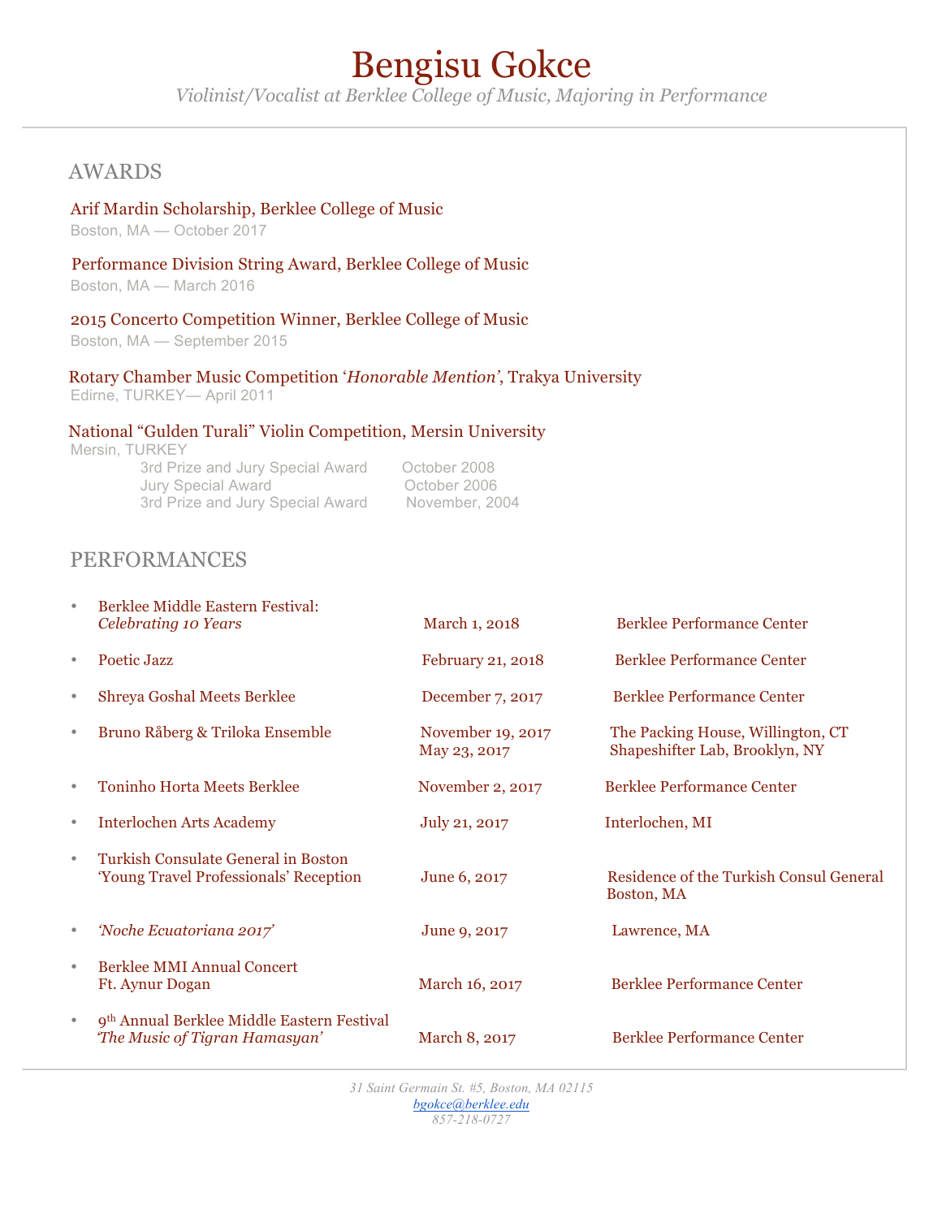# Bengisu Gokce

*Violinist/Vocalist at Berklee College of Music, Majoring in Performance*

## AWARDS

Arif Mardin Scholarship, Berklee College of Music
Boston, MA — October 2017

Performance Division String Award, Berklee College of Music
Boston, MA — March 2016

2015 Concerto Competition Winner, Berklee College of Music
Boston, MA — September 2015

Rotary Chamber Music Competition '*Honorable Mention'*, Trakya University
Edirne, TURKEY— April 2011

National "Gulden Turali" Violin Competition, Mersin University
Mersin, TURKEY

| | |
|---|---|
| 3rd Prize and Jury Special Award | October 2008 |
| Jury Special Award | October 2006 |
| 3rd Prize and Jury Special Award | November, 2004 |

## PERFORMANCES

| | | |
|---|---|---|
| Berklee Middle Eastern Festival: *Celebrating 10 Years* | March 1, 2018 | Berklee Performance Center |
| Poetic Jazz | February 21, 2018 | Berklee Performance Center |
| Shreya Goshal Meets Berklee | December 7, 2017 | Berklee Performance Center |
| Bruno Råberg & Triloka Ensemble | November 19, 2017<br>May 23, 2017 | The Packing House, Willington, CT<br>Shapeshifter Lab, Brooklyn, NY |
| Toninho Horta Meets Berklee | November 2, 2017 | Berklee Performance Center |
| Interlochen Arts Academy | July 21, 2017 | Interlochen, MI |
| Turkish Consulate General in Boston 'Young Travel Professionals' Reception | June 6, 2017 | Residence of the Turkish Consul General Boston, MA |
| *'Noche Ecuatoriana 2017'* | June 9, 2017 | Lawrence, MA |
| Berklee MMI Annual Concert Ft. Aynur Dogan | March 16, 2017 | Berklee Performance Center |
| 9th Annual Berklee Middle Eastern Festival *'The Music of Tigran Hamasyan'* | March 8, 2017 | Berklee Performance Center |

*31 Saint Germain St. #5, Boston, MA 02115*
bgokce@berklee.edu
*857-218-0727*